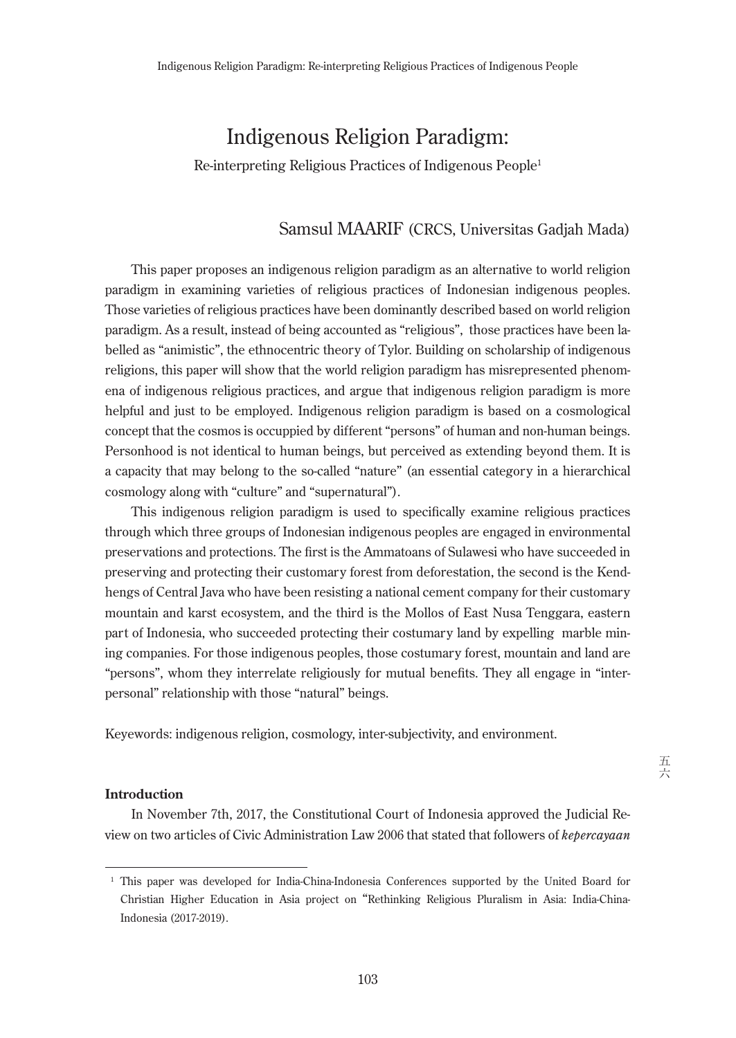# Indigenous Religion Paradigm:

Re-interpreting Religious Practices of Indigenous People[1]

Samsul MAARIF (CRCS, Universitas Gadjah Mada)

This paper proposes an indigenous religion paradigm as an alternative to world religion paradigm in examining varieties of religious practices of Indonesian indigenous peoples. Those varieties of religious practices have been dominantly described based on world religion paradigm. As a result, instead of being accounted as "religious", those practices have been labelled as "animistic", the ethnocentric theory of Tylor. Building on scholarship of indigenous religions, this paper will show that the world religion paradigm has misrepresented phenomena of indigenous religious practices, and argue that indigenous religion paradigm is more helpful and just to be employed. Indigenous religion paradigm is based on a cosmological concept that the cosmos is occuppied by different "persons" of human and non-human beings. Personhood is not identical to human beings, but perceived as extending beyond them. It is a capacity that may belong to the so-called "nature" (an essential category in a hierarchical cosmology along with "culture" and "supernatural").

This indigenous religion paradigm is used to specifically examine religious practices through which three groups of Indonesian indigenous peoples are engaged in environmental preservations and protections. The first is the Ammatoans of Sulawesi who have succeeded in preserving and protecting their customary forest from deforestation, the second is the Kendhengs of Central Java who have been resisting a national cement company for their customary mountain and karst ecosystem, and the third is the Mollos of East Nusa Tenggara, eastern part of Indonesia, who succeeded protecting their costumary land by expelling marble mining companies. For those indigenous peoples, those costumary forest, mountain and land are "persons", whom they interrelate religiously for mutual benefits. They all engage in "interpersonal" relationship with those "natural" beings.

Keyewords: indigenous religion, cosmology, inter-subjectivity, and environment.

**Introduction**

In November 7th, 2017, the Constitutional Court of Indonesia approved the Judicial Review on two articles of Civic Administration Law 2006 that stated that followers of *kepercayaan*

---

[1] This paper was developed for India-China-Indonesia Conferences supported by the United Board for Christian Higher Education in Asia project on "Rethinking Religious Pluralism in Asia: India-China-Indonesia (2017-2019).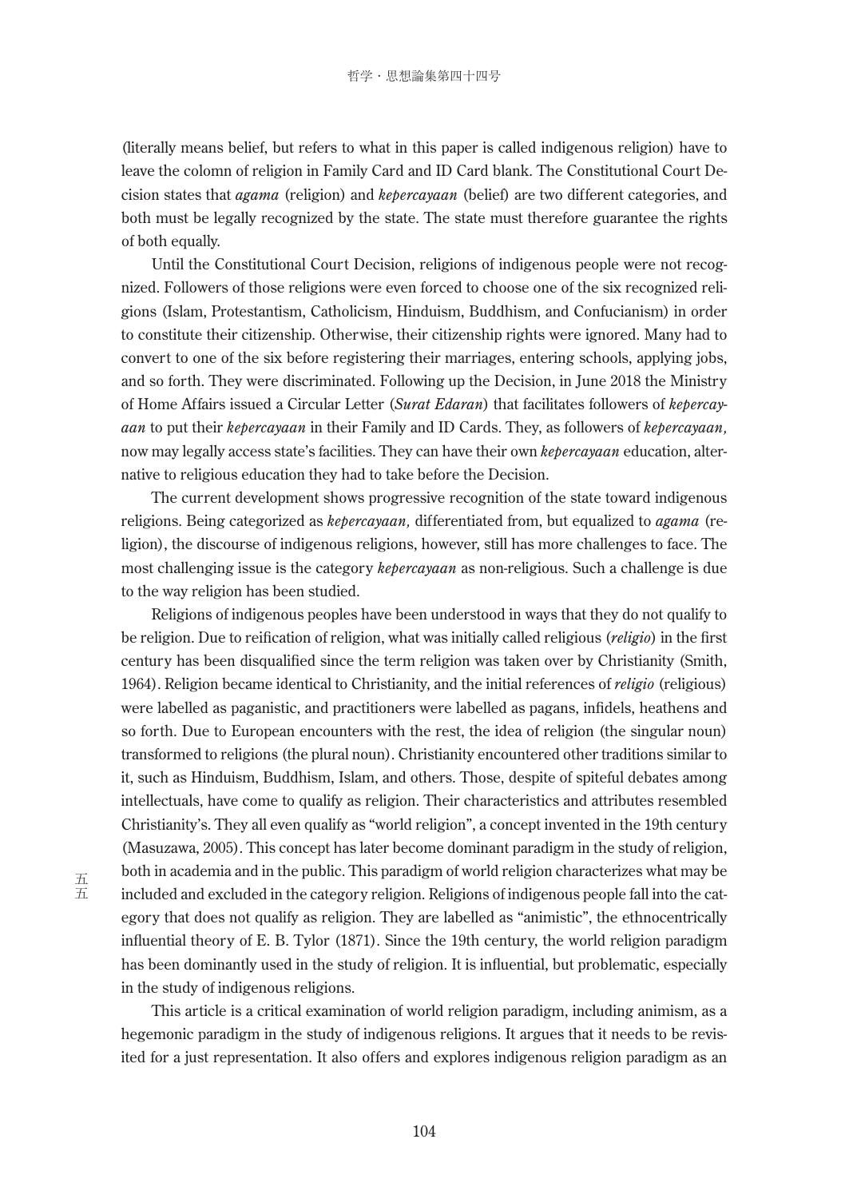(literally means belief, but refers to what in this paper is called indigenous religion) have to leave the colomn of religion in Family Card and ID Card blank. The Constitutional Court Decision states that *agama* (religion) and *kepercayaan* (belief) are two different categories, and both must be legally recognized by the state. The state must therefore guarantee the rights of both equally.

Until the Constitutional Court Decision, religions of indigenous people were not recognized. Followers of those religions were even forced to choose one of the six recognized religions (Islam, Protestantism, Catholicism, Hinduism, Buddhism, and Confucianism) in order to constitute their citizenship. Otherwise, their citizenship rights were ignored. Many had to convert to one of the six before registering their marriages, entering schools, applying jobs, and so forth. They were discriminated. Following up the Decision, in June 2018 the Ministry of Home Affairs issued a Circular Letter (*Surat Edaran*) that facilitates followers of *kepercayaan* to put their *kepercayaan* in their Family and ID Cards. They, as followers of *kepercayaan,* now may legally access state's facilities. They can have their own *kepercayaan* education, alternative to religious education they had to take before the Decision.

The current development shows progressive recognition of the state toward indigenous religions. Being categorized as *kepercayaan,* differentiated from, but equalized to *agama* (religion), the discourse of indigenous religions, however, still has more challenges to face. The most challenging issue is the category *kepercayaan* as non-religious. Such a challenge is due to the way religion has been studied.

Religions of indigenous peoples have been understood in ways that they do not qualify to be religion. Due to reification of religion, what was initially called religious (*religio*) in the first century has been disqualified since the term religion was taken over by Christianity (Smith, 1964). Religion became identical to Christianity, and the initial references of *religio* (religious) were labelled as paganistic, and practitioners were labelled as pagans, infidels, heathens and so forth. Due to European encounters with the rest, the idea of religion (the singular noun) transformed to religions (the plural noun). Christianity encountered other traditions similar to it, such as Hinduism, Buddhism, Islam, and others. Those, despite of spiteful debates among intellectuals, have come to qualify as religion. Their characteristics and attributes resembled Christianity's. They all even qualify as "world religion", a concept invented in the 19th century (Masuzawa, 2005). This concept has later become dominant paradigm in the study of religion, both in academia and in the public. This paradigm of world religion characterizes what may be included and excluded in the category religion. Religions of indigenous people fall into the category that does not qualify as religion. They are labelled as "animistic", the ethnocentrically influential theory of E. B. Tylor (1871). Since the 19th century, the world religion paradigm has been dominantly used in the study of religion. It is influential, but problematic, especially in the study of indigenous religions.

This article is a critical examination of world religion paradigm, including animism, as a hegemonic paradigm in the study of indigenous religions. It argues that it needs to be revisited for a just representation. It also offers and explores indigenous religion paradigm as an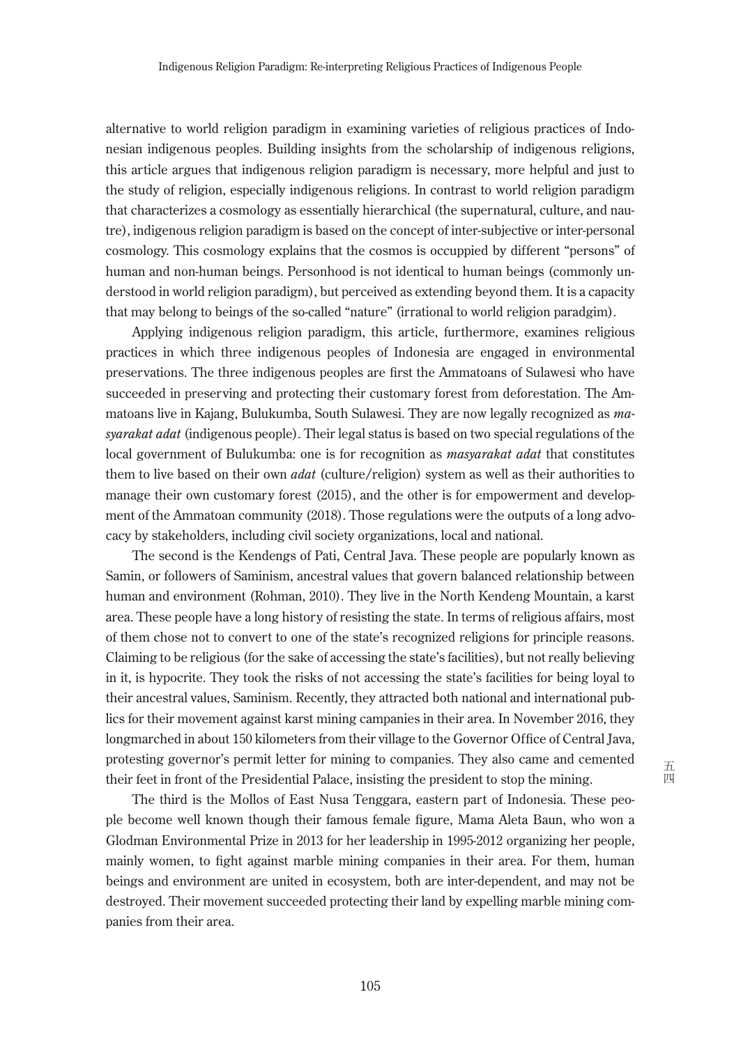alternative to world religion paradigm in examining varieties of religious practices of Indonesian indigenous peoples. Building insights from the scholarship of indigenous religions, this article argues that indigenous religion paradigm is necessary, more helpful and just to the study of religion, especially indigenous religions. In contrast to world religion paradigm that characterizes a cosmology as essentially hierarchical (the supernatural, culture, and nautre), indigenous religion paradigm is based on the concept of inter-subjective or inter-personal cosmology. This cosmology explains that the cosmos is occuppied by different "persons" of human and non-human beings. Personhood is not identical to human beings (commonly understood in world religion paradigm), but perceived as extending beyond them. It is a capacity that may belong to beings of the so-called "nature" (irrational to world religion paradgim).

Applying indigenous religion paradigm, this article, furthermore, examines religious practices in which three indigenous peoples of Indonesia are engaged in environmental preservations. The three indigenous peoples are first the Ammatoans of Sulawesi who have succeeded in preserving and protecting their customary forest from deforestation. The Ammatoans live in Kajang, Bulukumba, South Sulawesi. They are now legally recognized as *masyarakat adat* (indigenous people). Their legal status is based on two special regulations of the local government of Bulukumba: one is for recognition as *masyarakat adat* that constitutes them to live based on their own *adat* (culture/religion) system as well as their authorities to manage their own customary forest (2015), and the other is for empowerment and development of the Ammatoan community (2018). Those regulations were the outputs of a long advocacy by stakeholders, including civil society organizations, local and national.

The second is the Kendengs of Pati, Central Java. These people are popularly known as Samin, or followers of Saminism, ancestral values that govern balanced relationship between human and environment (Rohman, 2010). They live in the North Kendeng Mountain, a karst area. These people have a long history of resisting the state. In terms of religious affairs, most of them chose not to convert to one of the state's recognized religions for principle reasons. Claiming to be religious (for the sake of accessing the state's facilities), but not really believing in it, is hypocrite. They took the risks of not accessing the state's facilities for being loyal to their ancestral values, Saminism. Recently, they attracted both national and international publics for their movement against karst mining campanies in their area. In November 2016, they longmarched in about 150 kilometers from their village to the Governor Office of Central Java, protesting governor's permit letter for mining to companies. They also came and cemented their feet in front of the Presidential Palace, insisting the president to stop the mining.

The third is the Mollos of East Nusa Tenggara, eastern part of Indonesia. These people become well known though their famous female figure, Mama Aleta Baun, who won a Glodman Environmental Prize in 2013 for her leadership in 1995-2012 organizing her people, mainly women, to fight against marble mining companies in their area. For them, human beings and environment are united in ecosystem, both are inter-dependent, and may not be destroyed. Their movement succeeded protecting their land by expelling marble mining companies from their area.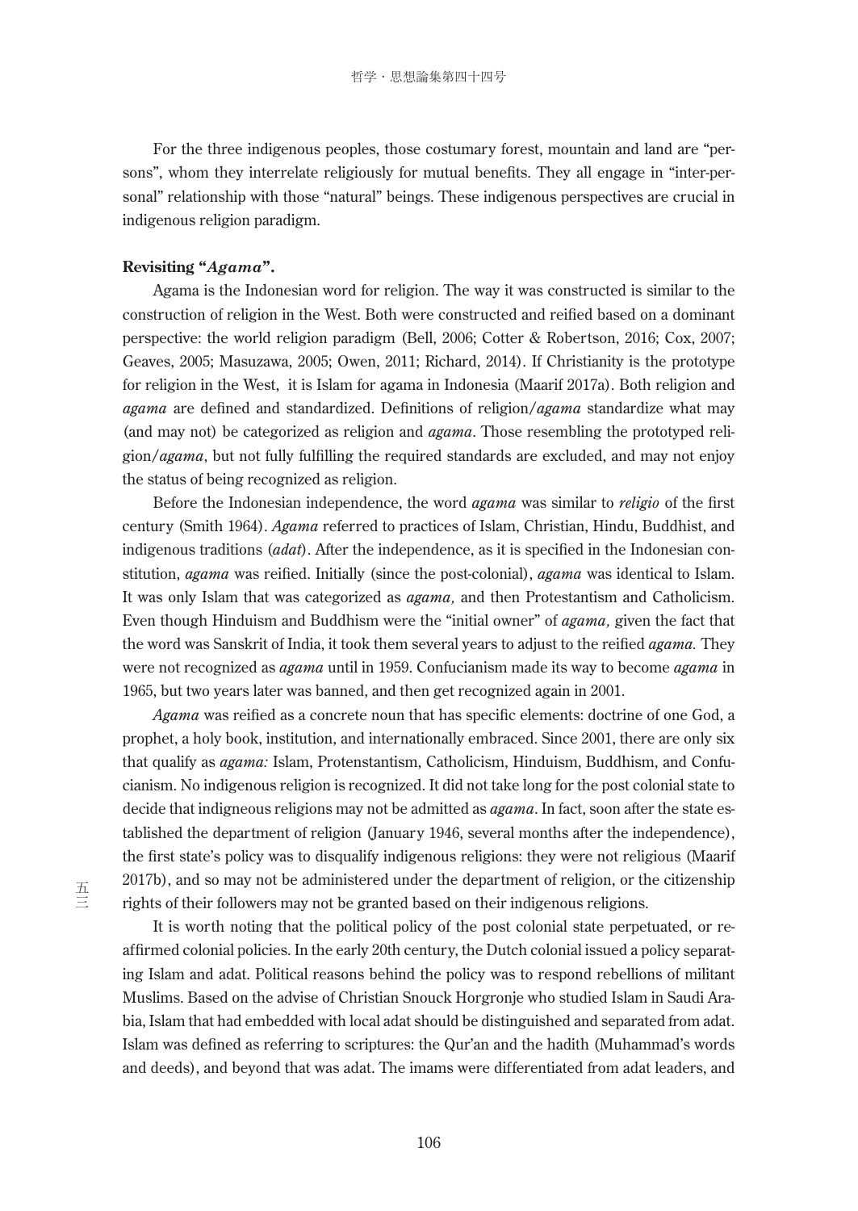For the three indigenous peoples, those costumary forest, mountain and land are "persons", whom they interrelate religiously for mutual benefits. They all engage in "inter-personal" relationship with those "natural" beings. These indigenous perspectives are crucial in indigenous religion paradigm.

**Revisiting "*Agama*".**

Agama is the Indonesian word for religion. The way it was constructed is similar to the construction of religion in the West. Both were constructed and reified based on a dominant perspective: the world religion paradigm (Bell, 2006; Cotter & Robertson, 2016; Cox, 2007; Geaves, 2005; Masuzawa, 2005; Owen, 2011; Richard, 2014). If Christianity is the prototype for religion in the West, it is Islam for agama in Indonesia (Maarif 2017a). Both religion and *agama* are defined and standardized. Definitions of religion/*agama* standardize what may (and may not) be categorized as religion and *agama*. Those resembling the prototyped religion/*agama*, but not fully fulfilling the required standards are excluded, and may not enjoy the status of being recognized as religion.

Before the Indonesian independence, the word *agama* was similar to *religio* of the first century (Smith 1964). *Agama* referred to practices of Islam, Christian, Hindu, Buddhist, and indigenous traditions (*adat*). After the independence, as it is specified in the Indonesian constitution, *agama* was reified. Initially (since the post-colonial), *agama* was identical to Islam. It was only Islam that was categorized as *agama,* and then Protestantism and Catholicism. Even though Hinduism and Buddhism were the "initial owner" of *agama,* given the fact that the word was Sanskrit of India, it took them several years to adjust to the reified *agama.* They were not recognized as *agama* until in 1959. Confucianism made its way to become *agama* in 1965, but two years later was banned, and then get recognized again in 2001.

*Agama* was reified as a concrete noun that has specific elements: doctrine of one God, a prophet, a holy book, institution, and internationally embraced. Since 2001, there are only six that qualify as *agama:* Islam, Protenstantism, Catholicism, Hinduism, Buddhism, and Confucianism. No indigenous religion is recognized. It did not take long for the post colonial state to decide that indigneous religions may not be admitted as *agama*. In fact, soon after the state established the department of religion (January 1946, several months after the independence), the first state's policy was to disqualify indigenous religions: they were not religious (Maarif 2017b), and so may not be administered under the department of religion, or the citizenship rights of their followers may not be granted based on their indigenous religions.

It is worth noting that the political policy of the post colonial state perpetuated, or reaffirmed colonial policies. In the early 20th century, the Dutch colonial issued a policy separating Islam and adat. Political reasons behind the policy was to respond rebellions of militant Muslims. Based on the advise of Christian Snouck Horgronje who studied Islam in Saudi Arabia, Islam that had embedded with local adat should be distinguished and separated from adat. Islam was defined as referring to scriptures: the Qur'an and the hadith (Muhammad's words and deeds), and beyond that was adat. The imams were differentiated from adat leaders, and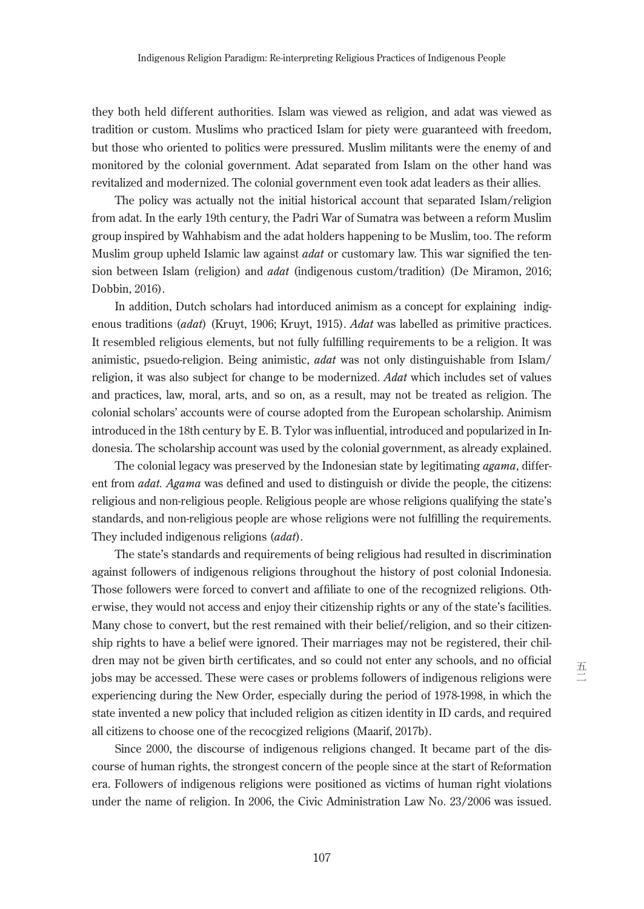they both held different authorities. Islam was viewed as religion, and adat was viewed as tradition or custom. Muslims who practiced Islam for piety were guaranteed with freedom, but those who oriented to politics were pressured. Muslim militants were the enemy of and monitored by the colonial government. Adat separated from Islam on the other hand was revitalized and modernized. The colonial government even took adat leaders as their allies.

The policy was actually not the initial historical account that separated Islam/religion from adat. In the early 19th century, the Padri War of Sumatra was between a reform Muslim group inspired by Wahhabism and the adat holders happening to be Muslim, too. The reform Muslim group upheld Islamic law against *adat* or customary law. This war signified the tension between Islam (religion) and *adat* (indigenous custom/tradition) (De Miramon, 2016; Dobbin, 2016).

In addition, Dutch scholars had intorduced animism as a concept for explaining indigenous traditions (*adat*) (Kruyt, 1906; Kruyt, 1915). *Adat* was labelled as primitive practices. It resembled religious elements, but not fully fulfilling requirements to be a religion. It was animistic, psuedo-religion. Being animistic, *adat* was not only distinguishable from Islam/religion, it was also subject for change to be modernized. *Adat* which includes set of values and practices, law, moral, arts, and so on, as a result, may not be treated as religion. The colonial scholars' accounts were of course adopted from the European scholarship. Animism introduced in the 18th century by E. B. Tylor was influential, introduced and popularized in Indonesia. The scholarship account was used by the colonial government, as already explained.

The colonial legacy was preserved by the Indonesian state by legitimating *agama*, different from *adat. Agama* was defined and used to distinguish or divide the people, the citizens: religious and non-religious people. Religious people are whose religions qualifying the state's standards, and non-religious people are whose religions were not fulfilling the requirements. They included indigenous religions (*adat*).

The state's standards and requirements of being religious had resulted in discrimination against followers of indigenous religions throughout the history of post colonial Indonesia. Those followers were forced to convert and affiliate to one of the recognized religions. Otherwise, they would not access and enjoy their citizenship rights or any of the state's facilities. Many chose to convert, but the rest remained with their belief/religion, and so their citizenship rights to have a belief were ignored. Their marriages may not be registered, their children may not be given birth certificates, and so could not enter any schools, and no official jobs may be accessed. These were cases or problems followers of indigenous religions were experiencing during the New Order, especially during the period of 1978-1998, in which the state invented a new policy that included religion as citizen identity in ID cards, and required all citizens to choose one of the recocgized religions (Maarif, 2017b).

Since 2000, the discourse of indigenous religions changed. It became part of the discourse of human rights, the strongest concern of the people since at the start of Reformation era. Followers of indigenous religions were positioned as victims of human right violations under the name of religion. In 2006, the Civic Administration Law No. 23/2006 was issued.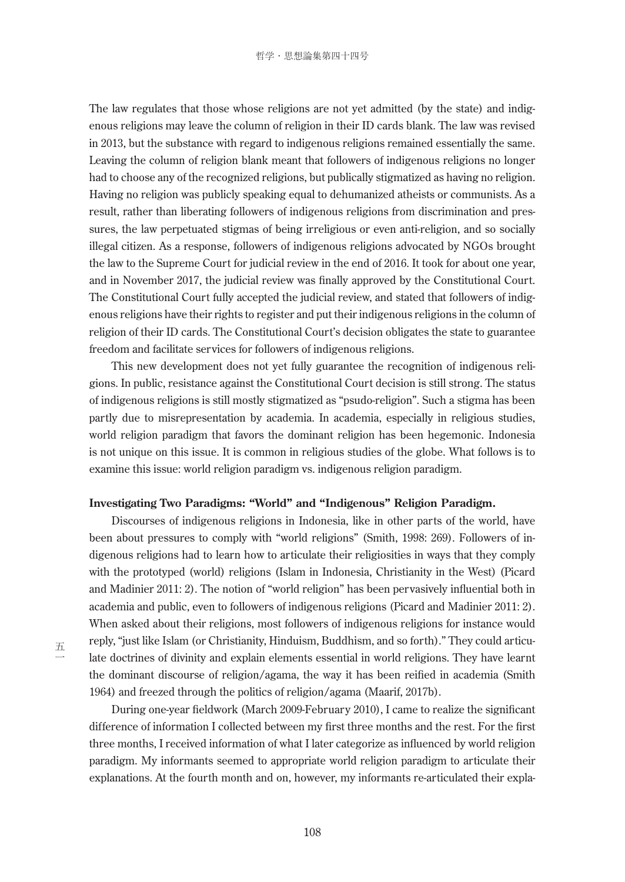The law regulates that those whose religions are not yet admitted (by the state) and indigenous religions may leave the column of religion in their ID cards blank. The law was revised in 2013, but the substance with regard to indigenous religions remained essentially the same. Leaving the column of religion blank meant that followers of indigenous religions no longer had to choose any of the recognized religions, but publically stigmatized as having no religion. Having no religion was publicly speaking equal to dehumanized atheists or communists. As a result, rather than liberating followers of indigenous religions from discrimination and pressures, the law perpetuated stigmas of being irreligious or even anti-religion, and so socially illegal citizen. As a response, followers of indigenous religions advocated by NGOs brought the law to the Supreme Court for judicial review in the end of 2016. It took for about one year, and in November 2017, the judicial review was finally approved by the Constitutional Court. The Constitutional Court fully accepted the judicial review, and stated that followers of indigenous religions have their rights to register and put their indigenous religions in the column of religion of their ID cards. The Constitutional Court's decision obligates the state to guarantee freedom and facilitate services for followers of indigenous religions.

This new development does not yet fully guarantee the recognition of indigenous religions. In public, resistance against the Constitutional Court decision is still strong. The status of indigenous religions is still mostly stigmatized as "psudo-religion". Such a stigma has been partly due to misrepresentation by academia. In academia, especially in religious studies, world religion paradigm that favors the dominant religion has been hegemonic. Indonesia is not unique on this issue. It is common in religious studies of the globe. What follows is to examine this issue: world religion paradigm vs. indigenous religion paradigm.

**Investigating Two Paradigms: "World" and "Indigenous" Religion Paradigm.**

Discourses of indigenous religions in Indonesia, like in other parts of the world, have been about pressures to comply with "world religions" (Smith, 1998: 269). Followers of indigenous religions had to learn how to articulate their religiosities in ways that they comply with the prototyped (world) religions (Islam in Indonesia, Christianity in the West) (Picard and Madinier 2011: 2). The notion of "world religion" has been pervasively influential both in academia and public, even to followers of indigenous religions (Picard and Madinier 2011: 2). When asked about their religions, most followers of indigenous religions for instance would reply, "just like Islam (or Christianity, Hinduism, Buddhism, and so forth)." They could articulate doctrines of divinity and explain elements essential in world religions. They have learnt the dominant discourse of religion/agama, the way it has been reified in academia (Smith 1964) and freezed through the politics of religion/agama (Maarif, 2017b).

During one-year fieldwork (March 2009-February 2010), I came to realize the significant difference of information I collected between my first three months and the rest. For the first three months, I received information of what I later categorize as influenced by world religion paradigm. My informants seemed to appropriate world religion paradigm to articulate their explanations. At the fourth month and on, however, my informants re-articulated their expla-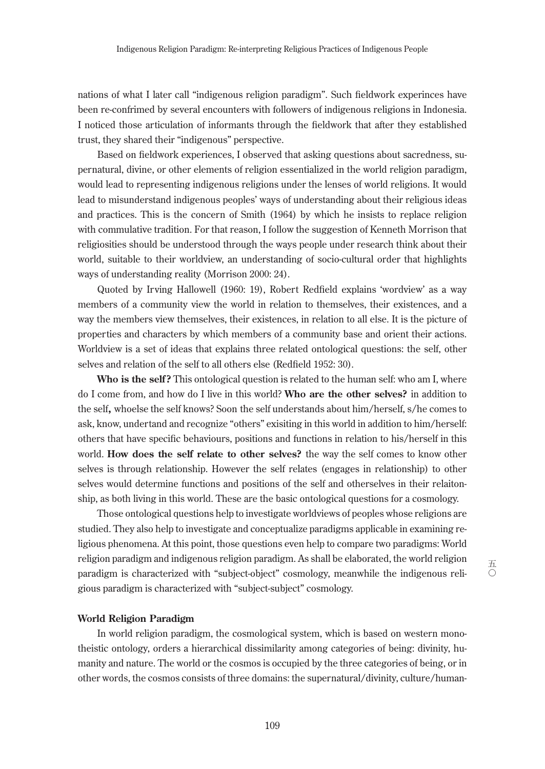nations of what I later call "indigenous religion paradigm". Such fieldwork experinces have been re-confirmed by several encounters with followers of indigenous religions in Indonesia. I noticed those articulation of informants through the fieldwork that after they established trust, they shared their "indigenous" perspective.

Based on fieldwork experiences, I observed that asking questions about sacredness, supernatural, divine, or other elements of religion essentialized in the world religion paradigm, would lead to representing indigenous religions under the lenses of world religions. It would lead to misunderstand indigenous peoples' ways of understanding about their religious ideas and practices. This is the concern of Smith (1964) by which he insists to replace religion with commulative tradition. For that reason, I follow the suggestion of Kenneth Morrison that religiosities should be understood through the ways people under research think about their world, suitable to their worldview, an understanding of socio-cultural order that highlights ways of understanding reality (Morrison 2000: 24).

Quoted by Irving Hallowell (1960: 19), Robert Redfield explains 'wordview' as a way members of a community view the world in relation to themselves, their existences, and a way the members view themselves, their existences, in relation to all else. It is the picture of properties and characters by which members of a community base and orient their actions. Worldview is a set of ideas that explains three related ontological questions: the self, other selves and relation of the self to all others else (Redfield 1952: 30).

**Who is the self?** This ontological question is related to the human self: who am I, where do I come from, and how do I live in this world? **Who are the other selves?** in addition to the self**,** whoelse the self knows? Soon the self understands about him/herself, s/he comes to ask, know, undertand and recognize "others" exisiting in this world in addition to him/herself: others that have specific behaviours, positions and functions in relation to his/herself in this world. **How does the self relate to other selves?** the way the self comes to know other selves is through relationship. However the self relates (engages in relationship) to other selves would determine functions and positions of the self and otherselves in their relaitonship, as both living in this world. These are the basic ontological questions for a cosmology.

Those ontological questions help to investigate worldviews of peoples whose religions are studied. They also help to investigate and conceptualize paradigms applicable in examining religious phenomena. At this point, those questions even help to compare two paradigms: World religion paradigm and indigenous religion paradigm. As shall be elaborated, the world religion paradigm is characterized with "subject-object" cosmology, meanwhile the indigenous religious paradigm is characterized with "subject-subject" cosmology.

## World Religion Paradigm

In world religion paradigm, the cosmological system, which is based on western monotheistic ontology, orders a hierarchical dissimilarity among categories of being: divinity, humanity and nature. The world or the cosmos is occupied by the three categories of being, or in other words, the cosmos consists of three domains: the supernatural/divinity, culture/human-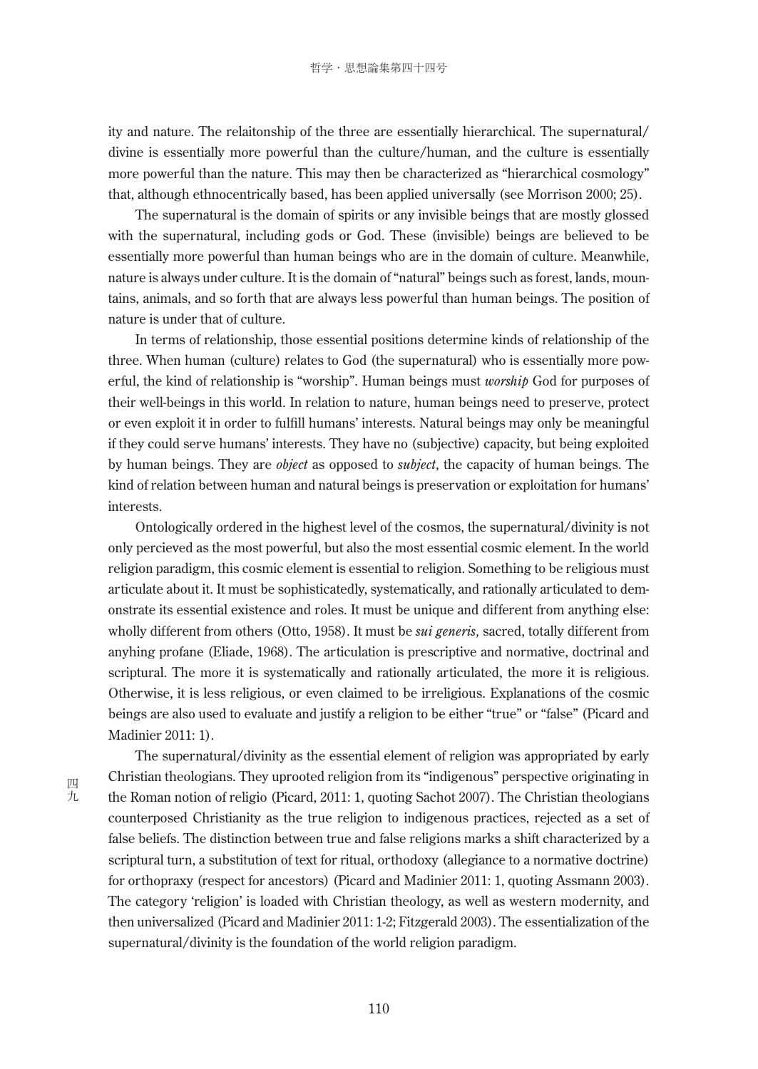ity and nature. The relaitonship of the three are essentially hierarchical. The supernatural/divine is essentially more powerful than the culture/human, and the culture is essentially more powerful than the nature. This may then be characterized as "hierarchical cosmology" that, although ethnocentrically based, has been applied universally (see Morrison 2000; 25).

The supernatural is the domain of spirits or any invisible beings that are mostly glossed with the supernatural, including gods or God. These (invisible) beings are believed to be essentially more powerful than human beings who are in the domain of culture. Meanwhile, nature is always under culture. It is the domain of "natural" beings such as forest, lands, mountains, animals, and so forth that are always less powerful than human beings. The position of nature is under that of culture.

In terms of relationship, those essential positions determine kinds of relationship of the three. When human (culture) relates to God (the supernatural) who is essentially more powerful, the kind of relationship is "worship". Human beings must *worship* God for purposes of their well-beings in this world. In relation to nature, human beings need to preserve, protect or even exploit it in order to fulfill humans' interests. Natural beings may only be meaningful if they could serve humans' interests. They have no (subjective) capacity, but being exploited by human beings. They are *object* as opposed to *subject*, the capacity of human beings. The kind of relation between human and natural beings is preservation or exploitation for humans' interests.

Ontologically ordered in the highest level of the cosmos, the supernatural/divinity is not only percieved as the most powerful, but also the most essential cosmic element. In the world religion paradigm, this cosmic element is essential to religion. Something to be religious must articulate about it. It must be sophisticatedly, systematically, and rationally articulated to demonstrate its essential existence and roles. It must be unique and different from anything else: wholly different from others (Otto, 1958). It must be *sui generis,* sacred, totally different from anyhing profane (Eliade, 1968). The articulation is prescriptive and normative, doctrinal and scriptural. The more it is systematically and rationally articulated, the more it is religious. Otherwise, it is less religious, or even claimed to be irreligious. Explanations of the cosmic beings are also used to evaluate and justify a religion to be either "true" or "false" (Picard and Madinier 2011: 1).

The supernatural/divinity as the essential element of religion was appropriated by early Christian theologians. They uprooted religion from its "indigenous" perspective originating in the Roman notion of religio (Picard, 2011: 1, quoting Sachot 2007). The Christian theologians counterposed Christianity as the true religion to indigenous practices, rejected as a set of false beliefs. The distinction between true and false religions marks a shift characterized by a scriptural turn, a substitution of text for ritual, orthodoxy (allegiance to a normative doctrine) for orthopraxy (respect for ancestors) (Picard and Madinier 2011: 1, quoting Assmann 2003). The category 'religion' is loaded with Christian theology, as well as western modernity, and then universalized (Picard and Madinier 2011: 1-2; Fitzgerald 2003). The essentialization of the supernatural/divinity is the foundation of the world religion paradigm.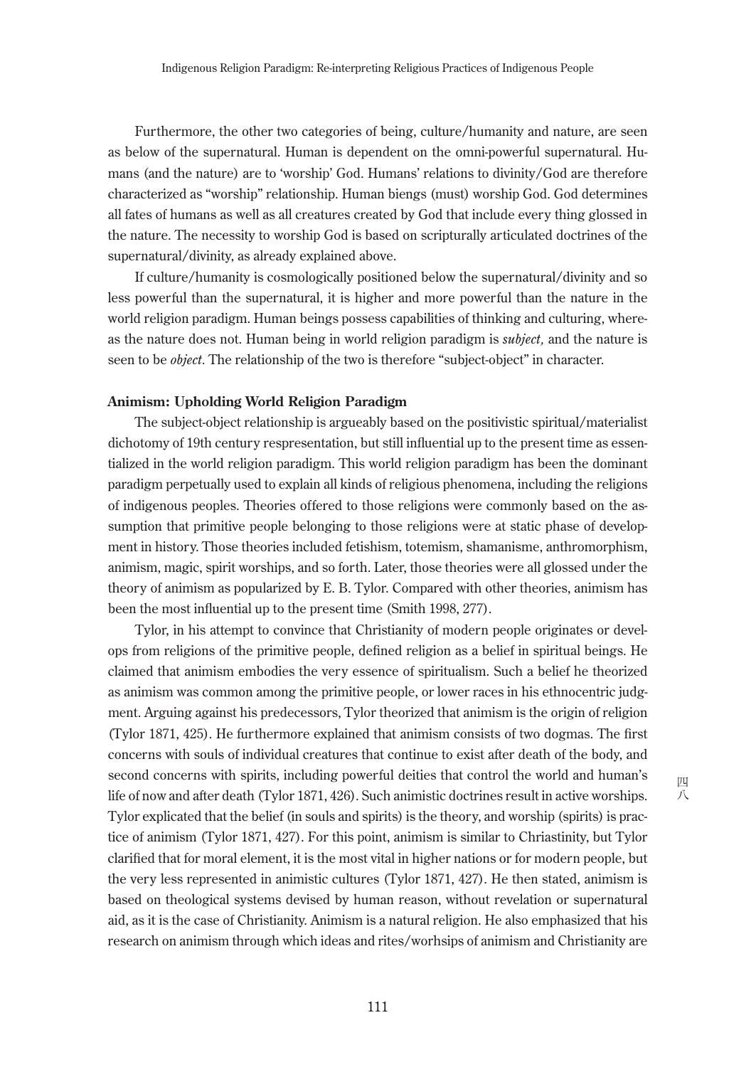Furthermore, the other two categories of being, culture/humanity and nature, are seen as below of the supernatural. Human is dependent on the omni-powerful supernatural. Humans (and the nature) are to 'worship' God. Humans' relations to divinity/God are therefore characterized as "worship" relationship. Human biengs (must) worship God. God determines all fates of humans as well as all creatures created by God that include every thing glossed in the nature. The necessity to worship God is based on scripturally articulated doctrines of the supernatural/divinity, as already explained above.

If culture/humanity is cosmologically positioned below the supernatural/divinity and so less powerful than the supernatural, it is higher and more powerful than the nature in the world religion paradigm. Human beings possess capabilities of thinking and culturing, whereas the nature does not. Human being in world religion paradigm is *subject,* and the nature is seen to be *object*. The relationship of the two is therefore "subject-object" in character.

### Animism: Upholding World Religion Paradigm

The subject-object relationship is argueably based on the positivistic spiritual/materialist dichotomy of 19th century respresentation, but still influential up to the present time as essentialized in the world religion paradigm. This world religion paradigm has been the dominant paradigm perpetually used to explain all kinds of religious phenomena, including the religions of indigenous peoples. Theories offered to those religions were commonly based on the assumption that primitive people belonging to those religions were at static phase of development in history. Those theories included fetishism, totemism, shamanisme, anthromorphism, animism, magic, spirit worships, and so forth. Later, those theories were all glossed under the theory of animism as popularized by E. B. Tylor. Compared with other theories, animism has been the most influential up to the present time (Smith 1998, 277).

Tylor, in his attempt to convince that Christianity of modern people originates or develops from religions of the primitive people, defined religion as a belief in spiritual beings. He claimed that animism embodies the very essence of spiritualism. Such a belief he theorized as animism was common among the primitive people, or lower races in his ethnocentric judgment. Arguing against his predecessors, Tylor theorized that animism is the origin of religion (Tylor 1871, 425). He furthermore explained that animism consists of two dogmas. The first concerns with souls of individual creatures that continue to exist after death of the body, and second concerns with spirits, including powerful deities that control the world and human's life of now and after death (Tylor 1871, 426). Such animistic doctrines result in active worships. Tylor explicated that the belief (in souls and spirits) is the theory, and worship (spirits) is practice of animism (Tylor 1871, 427). For this point, animism is similar to Chriastinity, but Tylor clarified that for moral element, it is the most vital in higher nations or for modern people, but the very less represented in animistic cultures (Tylor 1871, 427). He then stated, animism is based on theological systems devised by human reason, without revelation or supernatural aid, as it is the case of Christianity. Animism is a natural religion. He also emphasized that his research on animism through which ideas and rites/worhsips of animism and Christianity are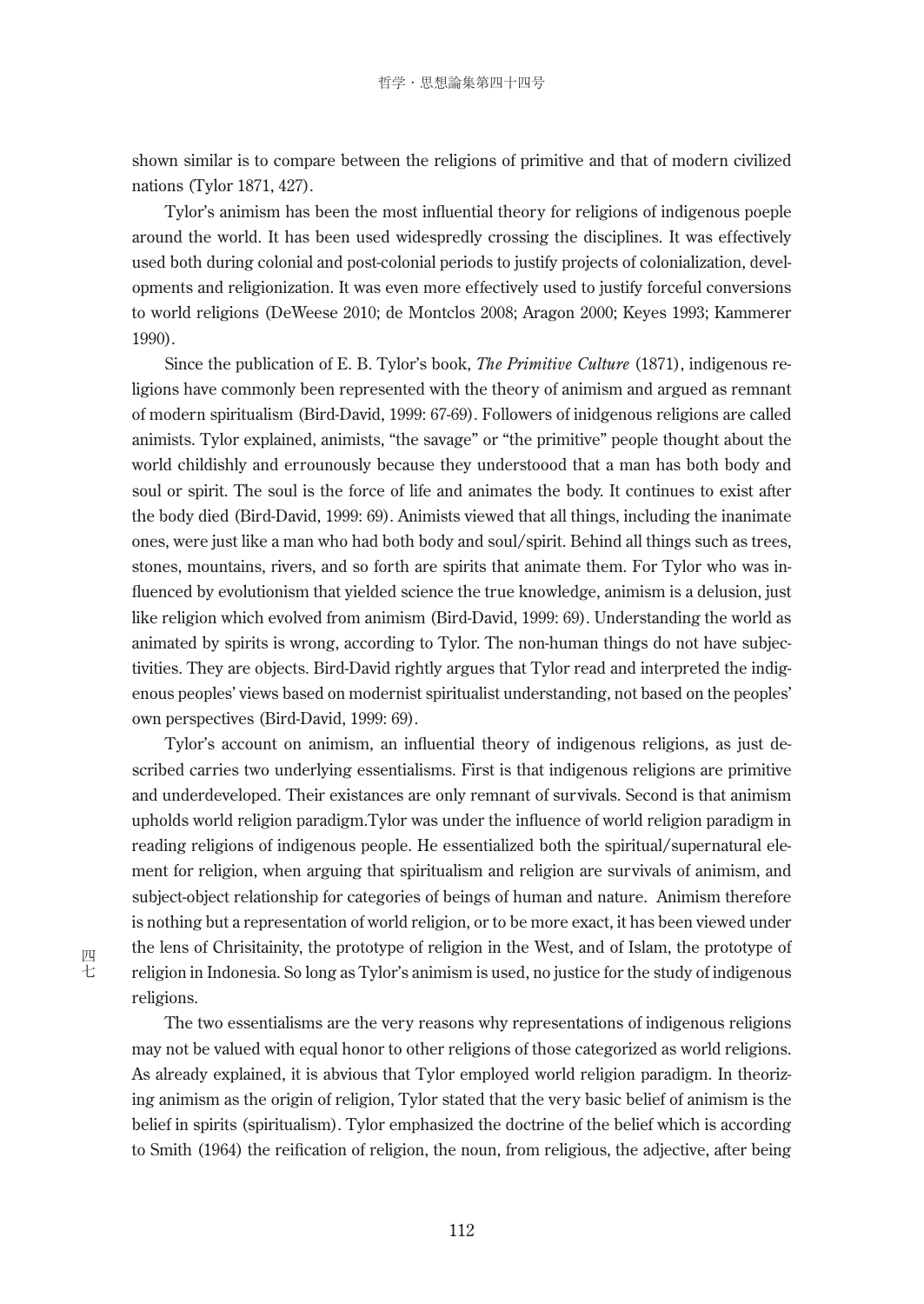shown similar is to compare between the religions of primitive and that of modern civilized nations (Tylor 1871, 427).

Tylor's animism has been the most influential theory for religions of indigenous poeple around the world. It has been used widespredly crossing the disciplines. It was effectively used both during colonial and post-colonial periods to justify projects of colonialization, developments and religionization. It was even more effectively used to justify forceful conversions to world religions (DeWeese 2010; de Montclos 2008; Aragon 2000; Keyes 1993; Kammerer 1990).

Since the publication of E. B. Tylor's book, *The Primitive Culture* (1871), indigenous religions have commonly been represented with the theory of animism and argued as remnant of modern spiritualism (Bird-David, 1999: 67-69). Followers of inidgenous religions are called animists. Tylor explained, animists, "the savage" or "the primitive" people thought about the world childishly and errounously because they understoood that a man has both body and soul or spirit. The soul is the force of life and animates the body. It continues to exist after the body died (Bird-David, 1999: 69). Animists viewed that all things, including the inanimate ones, were just like a man who had both body and soul/spirit. Behind all things such as trees, stones, mountains, rivers, and so forth are spirits that animate them. For Tylor who was influenced by evolutionism that yielded science the true knowledge, animism is a delusion, just like religion which evolved from animism (Bird-David, 1999: 69). Understanding the world as animated by spirits is wrong, according to Tylor. The non-human things do not have subjectivities. They are objects. Bird-David rightly argues that Tylor read and interpreted the indigenous peoples' views based on modernist spiritualist understanding, not based on the peoples' own perspectives (Bird-David, 1999: 69).

Tylor's account on animism, an influential theory of indigenous religions, as just described carries two underlying essentialisms. First is that indigenous religions are primitive and underdeveloped. Their existances are only remnant of survivals. Second is that animism upholds world religion paradigm.Tylor was under the influence of world religion paradigm in reading religions of indigenous people. He essentialized both the spiritual/supernatural element for religion, when arguing that spiritualism and religion are survivals of animism, and subject-object relationship for categories of beings of human and nature. Animism therefore is nothing but a representation of world religion, or to be more exact, it has been viewed under the lens of Chrisitainity, the prototype of religion in the West, and of Islam, the prototype of religion in Indonesia. So long as Tylor's animism is used, no justice for the study of indigenous religions.

The two essentialisms are the very reasons why representations of indigenous religions may not be valued with equal honor to other religions of those categorized as world religions. As already explained, it is abvious that Tylor employed world religion paradigm. In theorizing animism as the origin of religion, Tylor stated that the very basic belief of animism is the belief in spirits (spiritualism). Tylor emphasized the doctrine of the belief which is according to Smith (1964) the reification of religion, the noun, from religious, the adjective, after being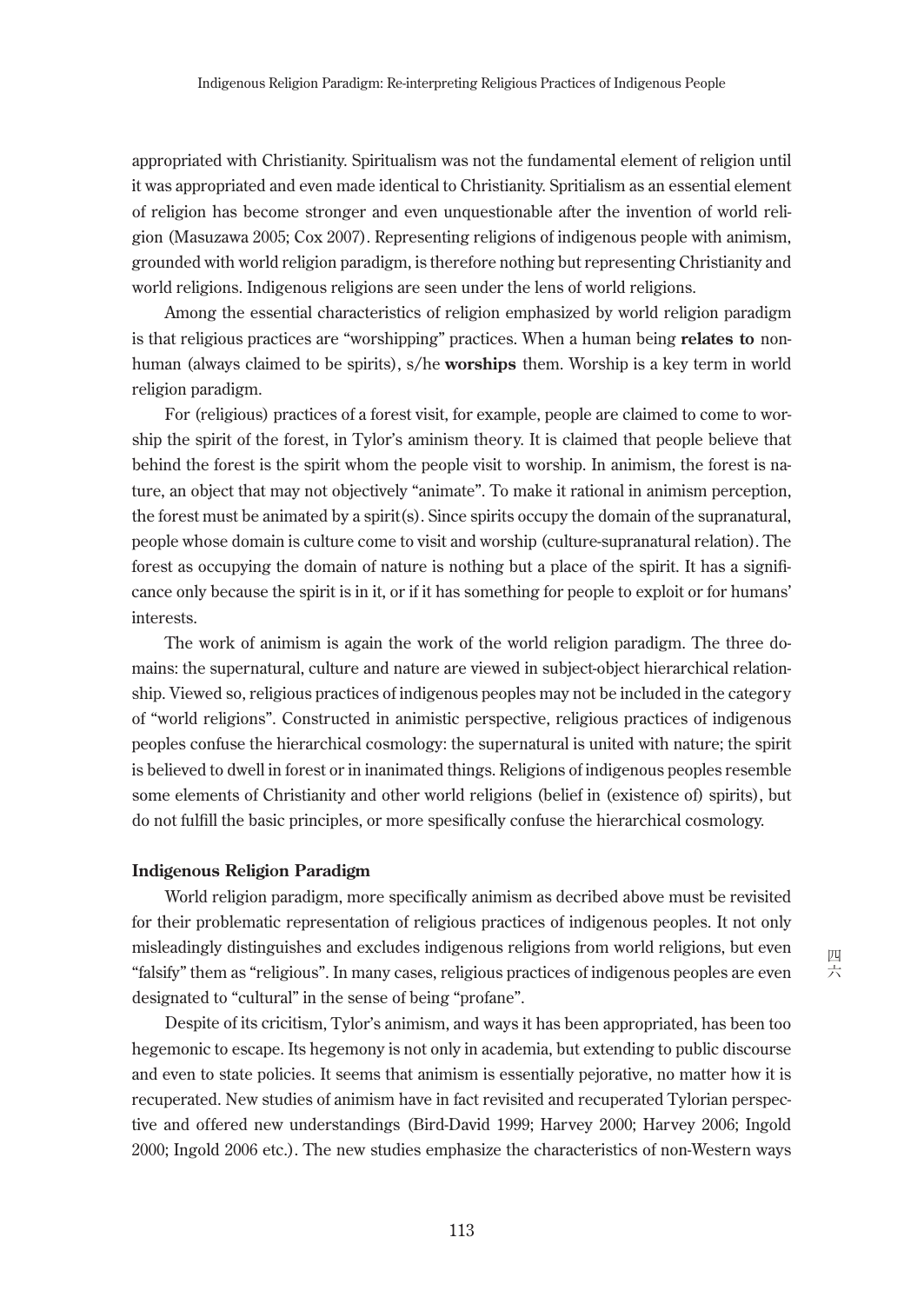appropriated with Christianity. Spiritualism was not the fundamental element of religion until it was appropriated and even made identical to Christianity. Spritialism as an essential element of religion has become stronger and even unquestionable after the invention of world religion (Masuzawa 2005; Cox 2007). Representing religions of indigenous people with animism, grounded with world religion paradigm, is therefore nothing but representing Christianity and world religions. Indigenous religions are seen under the lens of world religions.

Among the essential characteristics of religion emphasized by world religion paradigm is that religious practices are "worshipping" practices. When a human being **relates to** nonhuman (always claimed to be spirits), s/he **worships** them. Worship is a key term in world religion paradigm.

For (religious) practices of a forest visit, for example, people are claimed to come to worship the spirit of the forest, in Tylor's aminism theory. It is claimed that people believe that behind the forest is the spirit whom the people visit to worship. In animism, the forest is nature, an object that may not objectively "animate". To make it rational in animism perception, the forest must be animated by a spirit(s). Since spirits occupy the domain of the supranatural, people whose domain is culture come to visit and worship (culture-supranatural relation). The forest as occupying the domain of nature is nothing but a place of the spirit. It has a significance only because the spirit is in it, or if it has something for people to exploit or for humans' interests.

The work of animism is again the work of the world religion paradigm. The three domains: the supernatural, culture and nature are viewed in subject-object hierarchical relationship. Viewed so, religious practices of indigenous peoples may not be included in the category of "world religions". Constructed in animistic perspective, religious practices of indigenous peoples confuse the hierarchical cosmology: the supernatural is united with nature; the spirit is believed to dwell in forest or in inanimated things. Religions of indigenous peoples resemble some elements of Christianity and other world religions (belief in (existence of) spirits), but do not fulfill the basic principles, or more spesifically confuse the hierarchical cosmology.

## Indigenous Religion Paradigm

World religion paradigm, more specifically animism as decribed above must be revisited for their problematic representation of religious practices of indigenous peoples. It not only misleadingly distinguishes and excludes indigenous religions from world religions, but even "falsify" them as "religious". In many cases, religious practices of indigenous peoples are even designated to "cultural" in the sense of being "profane".

Despite of its cricitism, Tylor's animism, and ways it has been appropriated, has been too hegemonic to escape. Its hegemony is not only in academia, but extending to public discourse and even to state policies. It seems that animism is essentially pejorative, no matter how it is recuperated. New studies of animism have in fact revisited and recuperated Tylorian perspective and offered new understandings (Bird-David 1999; Harvey 2000; Harvey 2006; Ingold 2000; Ingold 2006 etc.). The new studies emphasize the characteristics of non-Western ways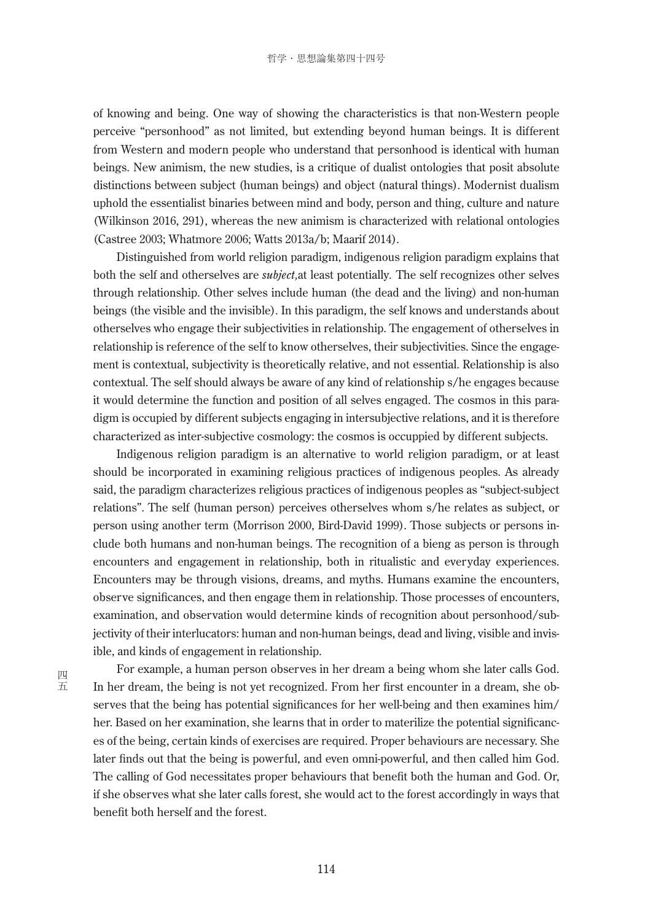of knowing and being. One way of showing the characteristics is that non-Western people perceive "personhood" as not limited, but extending beyond human beings. It is different from Western and modern people who understand that personhood is identical with human beings. New animism, the new studies, is a critique of dualist ontologies that posit absolute distinctions between subject (human beings) and object (natural things). Modernist dualism uphold the essentialist binaries between mind and body, person and thing, culture and nature (Wilkinson 2016, 291), whereas the new animism is characterized with relational ontologies (Castree 2003; Whatmore 2006; Watts 2013a/b; Maarif 2014).

Distinguished from world religion paradigm, indigenous religion paradigm explains that both the self and otherselves are *subject,*at least potentially. The self recognizes other selves through relationship. Other selves include human (the dead and the living) and non-human beings (the visible and the invisible). In this paradigm, the self knows and understands about otherselves who engage their subjectivities in relationship. The engagement of otherselves in relationship is reference of the self to know otherselves, their subjectivities. Since the engagement is contextual, subjectivity is theoretically relative, and not essential. Relationship is also contextual. The self should always be aware of any kind of relationship s/he engages because it would determine the function and position of all selves engaged. The cosmos in this paradigm is occupied by different subjects engaging in intersubjective relations, and it is therefore characterized as inter-subjective cosmology: the cosmos is occuppied by different subjects.

Indigenous religion paradigm is an alternative to world religion paradigm, or at least should be incorporated in examining religious practices of indigenous peoples. As already said, the paradigm characterizes religious practices of indigenous peoples as "subject-subject relations". The self (human person) perceives otherselves whom s/he relates as subject, or person using another term (Morrison 2000, Bird-David 1999). Those subjects or persons include both humans and non-human beings. The recognition of a bieng as person is through encounters and engagement in relationship, both in ritualistic and everyday experiences. Encounters may be through visions, dreams, and myths. Humans examine the encounters, observe significances, and then engage them in relationship. Those processes of encounters, examination, and observation would determine kinds of recognition about personhood/subjectivity of their interlucators: human and non-human beings, dead and living, visible and invisible, and kinds of engagement in relationship.

For example, a human person observes in her dream a being whom she later calls God. In her dream, the being is not yet recognized. From her first encounter in a dream, she observes that the being has potential significances for her well-being and then examines him/her. Based on her examination, she learns that in order to materilize the potential significances of the being, certain kinds of exercises are required. Proper behaviours are necessary. She later finds out that the being is powerful, and even omni-powerful, and then called him God. The calling of God necessitates proper behaviours that benefit both the human and God. Or, if she observes what she later calls forest, she would act to the forest accordingly in ways that benefit both herself and the forest.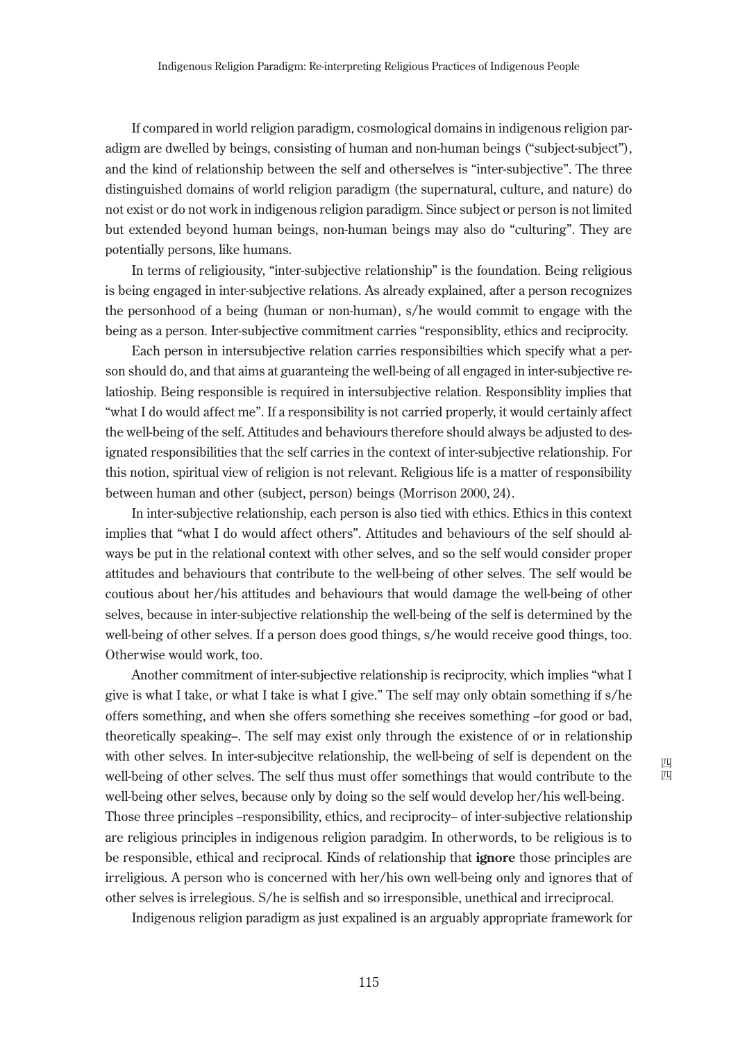If compared in world religion paradigm, cosmological domains in indigenous religion paradigm are dwelled by beings, consisting of human and non-human beings ("subject-subject"), and the kind of relationship between the self and otherselves is "inter-subjective". The three distinguished domains of world religion paradigm (the supernatural, culture, and nature) do not exist or do not work in indigenous religion paradigm. Since subject or person is not limited but extended beyond human beings, non-human beings may also do "culturing". They are potentially persons, like humans.

In terms of religiousity, "inter-subjective relationship" is the foundation. Being religious is being engaged in inter-subjective relations. As already explained, after a person recognizes the personhood of a being (human or non-human), s/he would commit to engage with the being as a person. Inter-subjective commitment carries "responsiblity, ethics and reciprocity.

Each person in intersubjective relation carries responsibilties which specify what a person should do, and that aims at guaranteing the well-being of all engaged in inter-subjective relatioship. Being responsible is required in intersubjective relation. Responsiblity implies that "what I do would affect me". If a responsibility is not carried properly, it would certainly affect the well-being of the self. Attitudes and behaviours therefore should always be adjusted to designated responsibilities that the self carries in the context of inter-subjective relationship. For this notion, spiritual view of religion is not relevant. Religious life is a matter of responsibility between human and other (subject, person) beings (Morrison 2000, 24).

In inter-subjective relationship, each person is also tied with ethics. Ethics in this context implies that "what I do would affect others". Attitudes and behaviours of the self should always be put in the relational context with other selves, and so the self would consider proper attitudes and behaviours that contribute to the well-being of other selves. The self would be coutious about her/his attitudes and behaviours that would damage the well-being of other selves, because in inter-subjective relationship the well-being of the self is determined by the well-being of other selves. If a person does good things, s/he would receive good things, too. Otherwise would work, too.

Another commitment of inter-subjective relationship is reciprocity, which implies "what I give is what I take, or what I take is what I give." The self may only obtain something if s/he offers something, and when she offers something she receives something –for good or bad, theoretically speaking–. The self may exist only through the existence of or in relationship with other selves. In inter-subjecitve relationship, the well-being of self is dependent on the well-being of other selves. The self thus must offer somethings that would contribute to the well-being other selves, because only by doing so the self would develop her/his well-being.

Those three principles –responsibility, ethics, and reciprocity– of inter-subjective relationship are religious principles in indigenous religion paradgim. In otherwords, to be religious is to be responsible, ethical and reciprocal. Kinds of relationship that **ignore** those principles are irreligious. A person who is concerned with her/his own well-being only and ignores that of other selves is irrelegious. S/he is selfish and so irresponsible, unethical and irreciprocal.

Indigenous religion paradigm as just expalined is an arguably appropriate framework for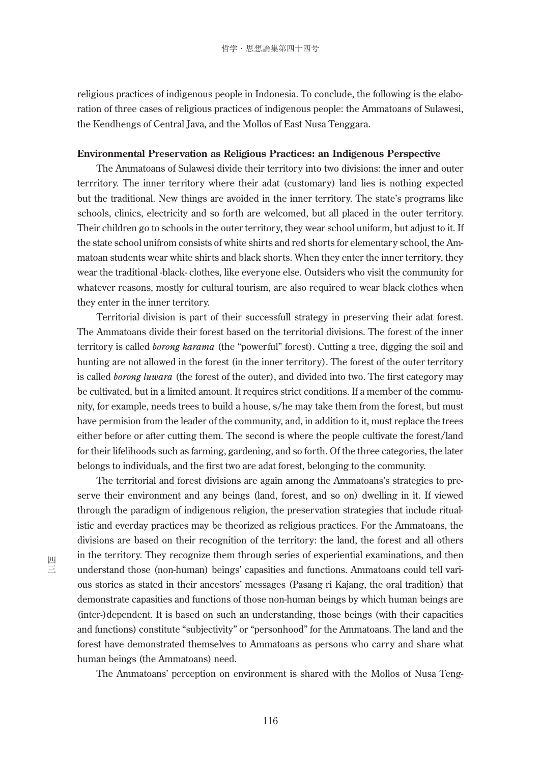religious practices of indigenous people in Indonesia. To conclude, the following is the elaboration of three cases of religious practices of indigenous people: the Ammatoans of Sulawesi, the Kendhengs of Central Java, and the Mollos of East Nusa Tenggara.

**Environmental Preservation as Religious Practices: an Indigenous Perspective**

The Ammatoans of Sulawesi divide their territory into two divisions: the inner and outer terrritory. The inner territory where their adat (customary) land lies is nothing expected but the traditional. New things are avoided in the inner territory. The state's programs like schools, clinics, electricity and so forth are welcomed, but all placed in the outer territory. Their children go to schools in the outer territory, they wear school uniform, but adjust to it. If the state school unifrom consists of white shirts and red shorts for elementary school, the Ammatoan students wear white shirts and black shorts. When they enter the inner territory, they wear the traditional -black- clothes, like everyone else. Outsiders who visit the community for whatever reasons, mostly for cultural tourism, are also required to wear black clothes when they enter in the inner territory.

Territorial division is part of their successfull strategy in preserving their adat forest. The Ammatoans divide their forest based on the territorial divisions. The forest of the inner territory is called *borong karama* (the "powerful" forest). Cutting a tree, digging the soil and hunting are not allowed in the forest (in the inner territory). The forest of the outer territory is called *borong luwara* (the forest of the outer), and divided into two. The first category may be cultivated, but in a limited amount. It requires strict conditions. If a member of the community, for example, needs trees to build a house, s/he may take them from the forest, but must have permision from the leader of the community, and, in addition to it, must replace the trees either before or after cutting them. The second is where the people cultivate the forest/land for their lifelihoods such as farming, gardening, and so forth. Of the three categories, the later belongs to individuals, and the first two are adat forest, belonging to the community.

The territorial and forest divisions are again among the Ammatoans's strategies to preserve their environment and any beings (land, forest, and so on) dwelling in it. If viewed through the paradigm of indigenous religion, the preservation strategies that include ritualistic and everday practices may be theorized as religious practices. For the Ammatoans, the divisions are based on their recognition of the territory: the land, the forest and all others in the territory. They recognize them through series of experiential examinations, and then understand those (non-human) beings' capasities and functions. Ammatoans could tell various stories as stated in their ancestors' messages (Pasang ri Kajang, the oral tradition) that demonstrate capasities and functions of those non-human beings by which human beings are (inter-)dependent. It is based on such an understanding, those beings (with their capacities and functions) constitute "subjectivity" or "personhood" for the Ammatoans. The land and the forest have demonstrated themselves to Ammatoans as persons who carry and share what human beings (the Ammatoans) need.

The Ammatoans' perception on environment is shared with the Mollos of Nusa Teng-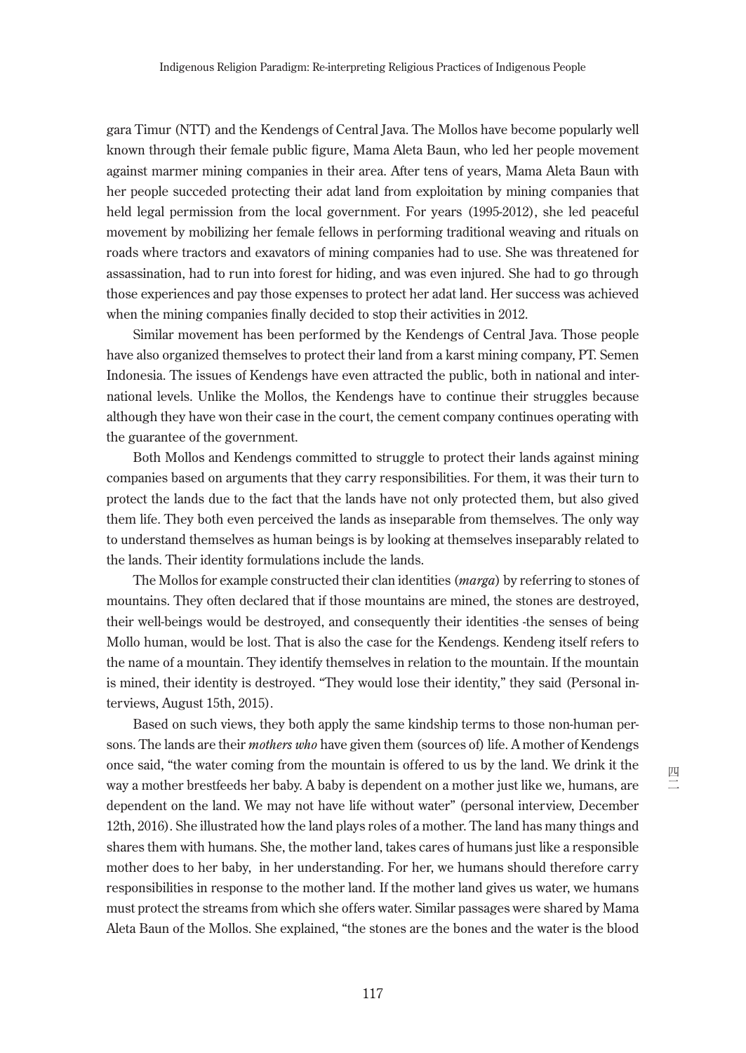gara Timur (NTT) and the Kendengs of Central Java. The Mollos have become popularly well known through their female public figure, Mama Aleta Baun, who led her people movement against marmer mining companies in their area. After tens of years, Mama Aleta Baun with her people succeded protecting their adat land from exploitation by mining companies that held legal permission from the local government. For years (1995-2012), she led peaceful movement by mobilizing her female fellows in performing traditional weaving and rituals on roads where tractors and exavators of mining companies had to use. She was threatened for assassination, had to run into forest for hiding, and was even injured. She had to go through those experiences and pay those expenses to protect her adat land. Her success was achieved when the mining companies finally decided to stop their activities in 2012.

Similar movement has been performed by the Kendengs of Central Java. Those people have also organized themselves to protect their land from a karst mining company, PT. Semen Indonesia. The issues of Kendengs have even attracted the public, both in national and international levels. Unlike the Mollos, the Kendengs have to continue their struggles because although they have won their case in the court, the cement company continues operating with the guarantee of the government.

Both Mollos and Kendengs committed to struggle to protect their lands against mining companies based on arguments that they carry responsibilities. For them, it was their turn to protect the lands due to the fact that the lands have not only protected them, but also gived them life. They both even perceived the lands as inseparable from themselves. The only way to understand themselves as human beings is by looking at themselves inseparably related to the lands. Their identity formulations include the lands.

The Mollos for example constructed their clan identities (*marga*) by referring to stones of mountains. They often declared that if those mountains are mined, the stones are destroyed, their well-beings would be destroyed, and consequently their identities -the senses of being Mollo human, would be lost. That is also the case for the Kendengs. Kendeng itself refers to the name of a mountain. They identify themselves in relation to the mountain. If the mountain is mined, their identity is destroyed. "They would lose their identity," they said (Personal interviews, August 15th, 2015).

Based on such views, they both apply the same kindship terms to those non-human persons. The lands are their *mothers who* have given them (sources of) life. A mother of Kendengs once said, "the water coming from the mountain is offered to us by the land. We drink it the way a mother brestfeeds her baby. A baby is dependent on a mother just like we, humans, are dependent on the land. We may not have life without water" (personal interview, December 12th, 2016). She illustrated how the land plays roles of a mother. The land has many things and shares them with humans. She, the mother land, takes cares of humans just like a responsible mother does to her baby, in her understanding. For her, we humans should therefore carry responsibilities in response to the mother land. If the mother land gives us water, we humans must protect the streams from which she offers water. Similar passages were shared by Mama Aleta Baun of the Mollos. She explained, "the stones are the bones and the water is the blood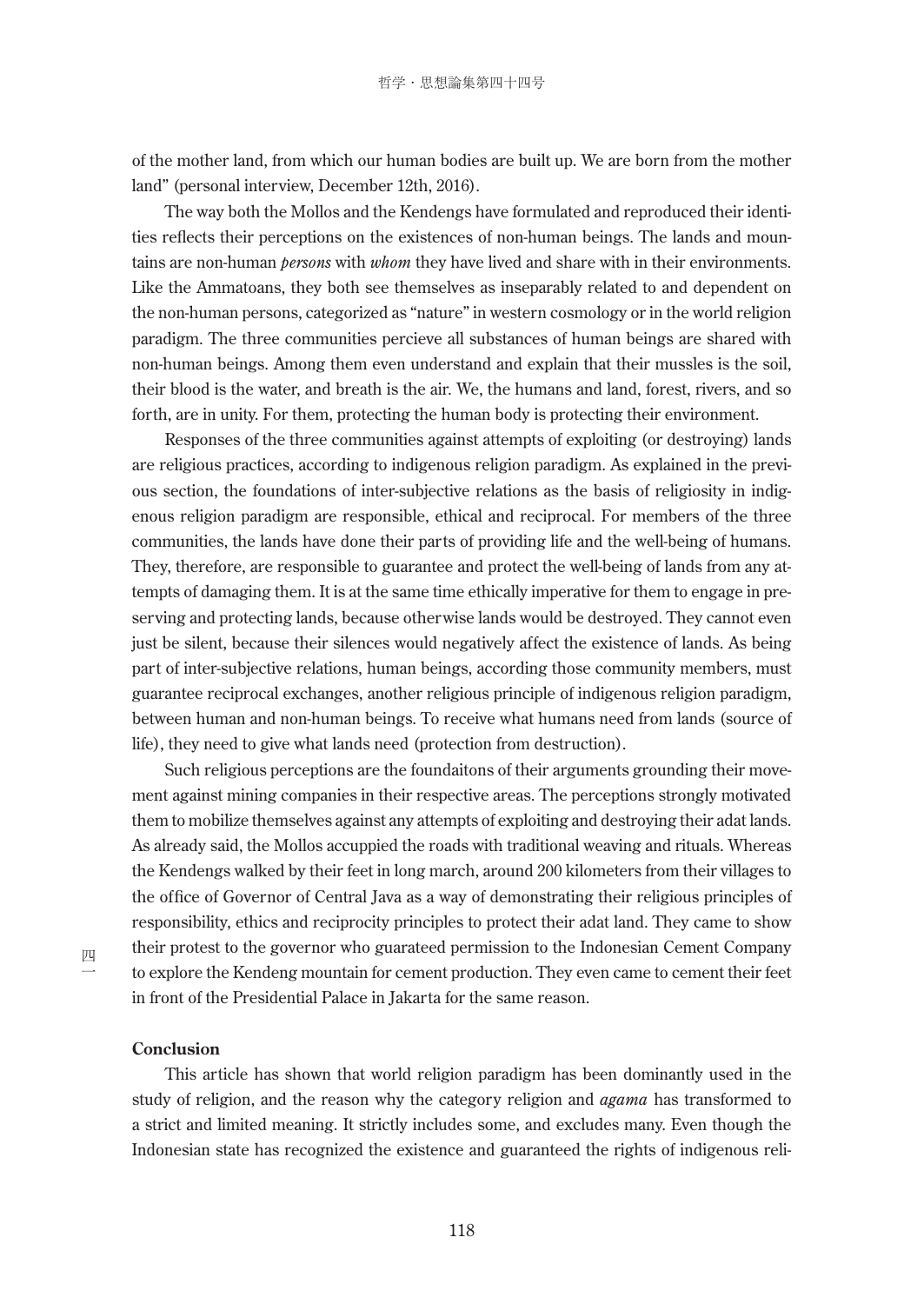of the mother land, from which our human bodies are built up. We are born from the mother land" (personal interview, December 12th, 2016).

The way both the Mollos and the Kendengs have formulated and reproduced their identities reflects their perceptions on the existences of non-human beings. The lands and mountains are non-human *persons* with *whom* they have lived and share with in their environments. Like the Ammatoans, they both see themselves as inseparably related to and dependent on the non-human persons, categorized as "nature" in western cosmology or in the world religion paradigm. The three communities percieve all substances of human beings are shared with non-human beings. Among them even understand and explain that their mussles is the soil, their blood is the water, and breath is the air. We, the humans and land, forest, rivers, and so forth, are in unity. For them, protecting the human body is protecting their environment.

Responses of the three communities against attempts of exploiting (or destroying) lands are religious practices, according to indigenous religion paradigm. As explained in the previous section, the foundations of inter-subjective relations as the basis of religiosity in indigenous religion paradigm are responsible, ethical and reciprocal. For members of the three communities, the lands have done their parts of providing life and the well-being of humans. They, therefore, are responsible to guarantee and protect the well-being of lands from any attempts of damaging them. It is at the same time ethically imperative for them to engage in preserving and protecting lands, because otherwise lands would be destroyed. They cannot even just be silent, because their silences would negatively affect the existence of lands. As being part of inter-subjective relations, human beings, according those community members, must guarantee reciprocal exchanges, another religious principle of indigenous religion paradigm, between human and non-human beings. To receive what humans need from lands (source of life), they need to give what lands need (protection from destruction).

Such religious perceptions are the foundaitons of their arguments grounding their movement against mining companies in their respective areas. The perceptions strongly motivated them to mobilize themselves against any attempts of exploiting and destroying their adat lands. As already said, the Mollos accuppied the roads with traditional weaving and rituals. Whereas the Kendengs walked by their feet in long march, around 200 kilometers from their villages to the office of Governor of Central Java as a way of demonstrating their religious principles of responsibility, ethics and reciprocity principles to protect their adat land. They came to show their protest to the governor who guarateed permission to the Indonesian Cement Company to explore the Kendeng mountain for cement production. They even came to cement their feet in front of the Presidential Palace in Jakarta for the same reason.

## Conclusion

This article has shown that world religion paradigm has been dominantly used in the study of religion, and the reason why the category religion and *agama* has transformed to a strict and limited meaning. It strictly includes some, and excludes many. Even though the Indonesian state has recognized the existence and guaranteed the rights of indigenous reli-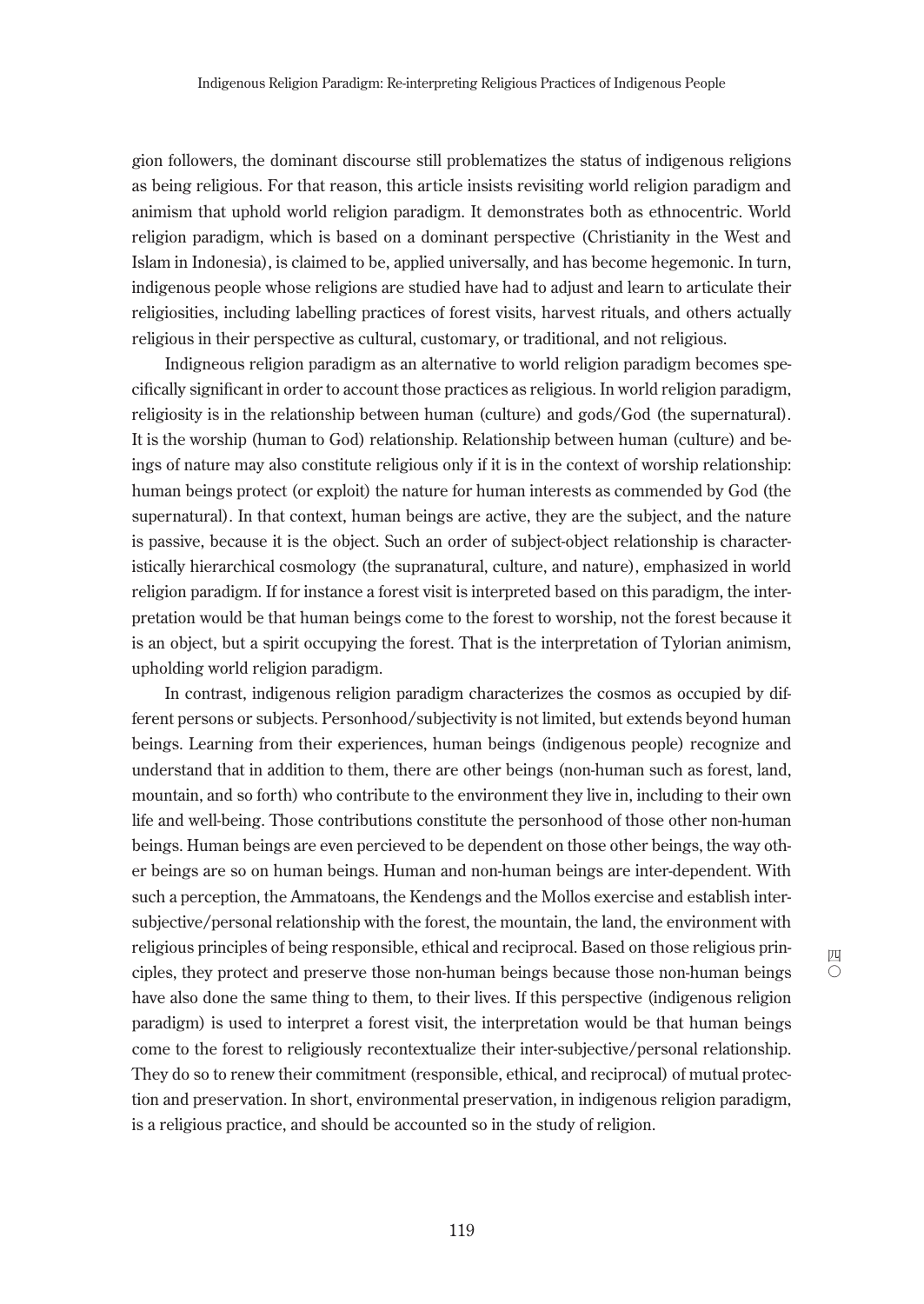gion followers, the dominant discourse still problematizes the status of indigenous religions as being religious. For that reason, this article insists revisiting world religion paradigm and animism that uphold world religion paradigm. It demonstrates both as ethnocentric. World religion paradigm, which is based on a dominant perspective (Christianity in the West and Islam in Indonesia), is claimed to be, applied universally, and has become hegemonic. In turn, indigenous people whose religions are studied have had to adjust and learn to articulate their religiosities, including labelling practices of forest visits, harvest rituals, and others actually religious in their perspective as cultural, customary, or traditional, and not religious.

Indigneous religion paradigm as an alternative to world religion paradigm becomes specifically significant in order to account those practices as religious. In world religion paradigm, religiosity is in the relationship between human (culture) and gods/God (the supernatural). It is the worship (human to God) relationship. Relationship between human (culture) and beings of nature may also constitute religious only if it is in the context of worship relationship: human beings protect (or exploit) the nature for human interests as commended by God (the supernatural). In that context, human beings are active, they are the subject, and the nature is passive, because it is the object. Such an order of subject-object relationship is characteristically hierarchical cosmology (the supranatural, culture, and nature), emphasized in world religion paradigm. If for instance a forest visit is interpreted based on this paradigm, the interpretation would be that human beings come to the forest to worship, not the forest because it is an object, but a spirit occupying the forest. That is the interpretation of Tylorian animism, upholding world religion paradigm.

In contrast, indigenous religion paradigm characterizes the cosmos as occupied by different persons or subjects. Personhood/subjectivity is not limited, but extends beyond human beings. Learning from their experiences, human beings (indigenous people) recognize and understand that in addition to them, there are other beings (non-human such as forest, land, mountain, and so forth) who contribute to the environment they live in, including to their own life and well-being. Those contributions constitute the personhood of those other non-human beings. Human beings are even percieved to be dependent on those other beings, the way other beings are so on human beings. Human and non-human beings are inter-dependent. With such a perception, the Ammatoans, the Kendengs and the Mollos exercise and establish inter-subjective/personal relationship with the forest, the mountain, the land, the environment with religious principles of being responsible, ethical and reciprocal. Based on those religious principles, they protect and preserve those non-human beings because those non-human beings have also done the same thing to them, to their lives. If this perspective (indigenous religion paradigm) is used to interpret a forest visit, the interpretation would be that human beings come to the forest to religiously recontextualize their inter-subjective/personal relationship. They do so to renew their commitment (responsible, ethical, and reciprocal) of mutual protection and preservation. In short, environmental preservation, in indigenous religion paradigm, is a religious practice, and should be accounted so in the study of religion.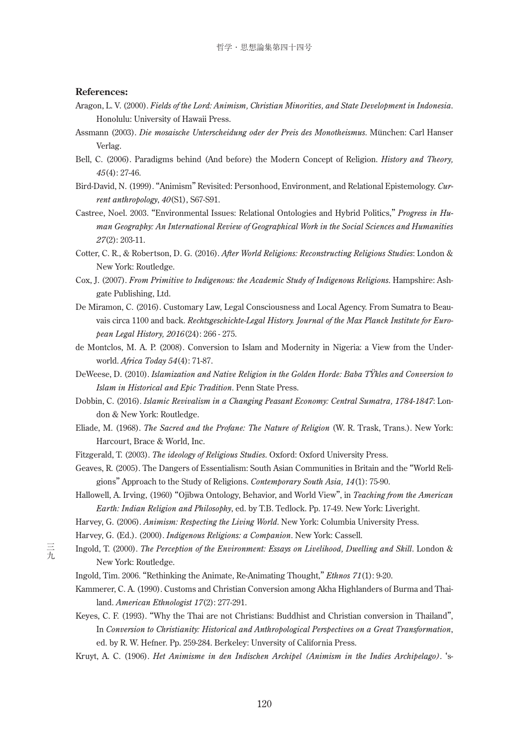**References:**

Aragon, L. V. (2000). *Fields of the Lord: Animism, Christian Minorities, and State Development in Indonesia*. Honolulu: University of Hawaii Press.

Assmann (2003). *Die mosaische Unterscheidung oder der Preis des Monotheismus*. München: Carl Hanser Verlag.

Bell, C. (2006). Paradigms behind (And before) the Modern Concept of Religion. *History and Theory, 45*(4): 27-46.

Bird-David, N. (1999). "Animism" Revisited: Personhood, Environment, and Relational Epistemology. *Current anthropology*, *40*(S1), S67-S91.

Castree, Noel. 2003. "Environmental Issues: Relational Ontologies and Hybrid Politics," *Progress in Human Geography: An International Review of Geographical Work in the Social Sciences and Humanities 27*(2): 203-11.

Cotter, C. R., & Robertson, D. G. (2016). *After World Religions: Reconstructing Religious Studies*: London & New York: Routledge.

Cox, J. (2007). *From Primitive to Indigenous: the Academic Study of Indigenous Religions*. Hampshire: Ashgate Publishing, Ltd.

De Miramon, C. (2016). Customary Law, Legal Consciousness and Local Agency. From Sumatra to Beauvais circa 1100 and back. *Rechtsgeschichte-Legal History. Journal of the Max Planck Institute for European Legal History, 2016*(24): 266 - 275.

de Montclos, M. A. P. (2008). Conversion to Islam and Modernity in Nigeria: a View from the Underworld. *Africa Today 54*(4): 71-87.

DeWeese, D. (2010). *Islamization and Native Religion in the Golden Horde: Baba TŸkles and Conversion to Islam in Historical and Epic Tradition*. Penn State Press.

Dobbin, C. (2016). *Islamic Revivalism in a Changing Peasant Economy: Central Sumatra, 1784-1847*: London & New York: Routledge.

Eliade, M. (1968). *The Sacred and the Profane: The Nature of Religion* (W. R. Trask, Trans.). New York: Harcourt, Brace & World, Inc.

Fitzgerald, T. (2003). *The ideology of Religious Studies*. Oxford: Oxford University Press.

Geaves, R. (2005). The Dangers of Essentialism: South Asian Communities in Britain and the "World Religions" Approach to the Study of Religions. *Contemporary South Asia, 14*(1): 75-90.

Hallowell, A. Irving, (1960) "Ojibwa Ontology, Behavior, and World View", in *Teaching from the American Earth: Indian Religion and Philosophy*, ed. by T.B. Tedlock. Pp. 17-49. New York: Liveright.

Harvey, G. (2006). *Animism: Respecting the Living World*. New York: Columbia University Press.

Harvey, G. (Ed.). (2000). *Indigenous Religions: a Companion*. New York: Cassell.

Ingold, T. (2000). *The Perception of the Environment: Essays on Livelihood, Dwelling and Skill*. London & New York: Routledge.

Ingold, Tim. 2006. "Rethinking the Animate, Re-Animating Thought," *Ethnos 71*(1): 9-20.

Kammerer, C. A. (1990). Customs and Christian Conversion among Akha Highlanders of Burma and Thailand. *American Ethnologist 17*(2): 277-291.

Keyes, C. F. (1993). "Why the Thai are not Christians: Buddhist and Christian conversion in Thailand", In *Conversion to Christianity: Historical and Anthropological Perspectives on a Great Transformation*, ed. by R. W. Hefner. Pp. 259-284. Berkeley: Unversity of California Press.

Kruyt, A. C. (1906). *Het Animisme in den Indischen Archipel (Animism in the Indies Archipelago)*. 's-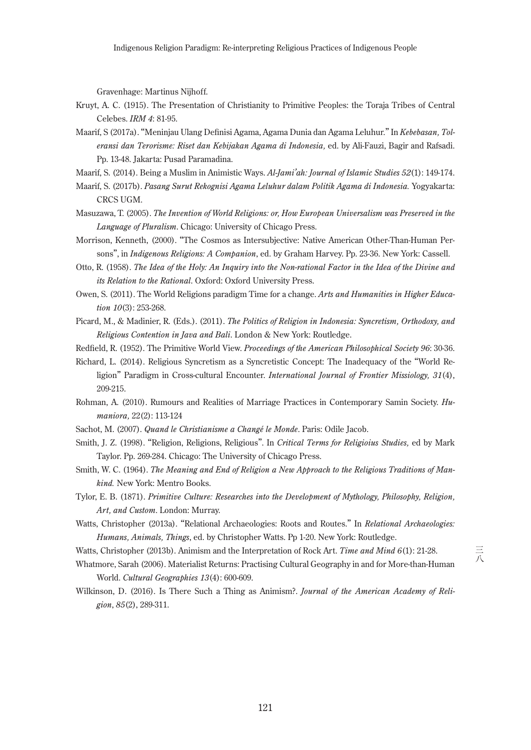Gravenhage: Martinus Nijhoff.

Kruyt, A. C. (1915). The Presentation of Christianity to Primitive Peoples: the Toraja Tribes of Central Celebes. *IRM 4*: 81-95.

Maarif, S (2017a). "Meninjau Ulang Definisi Agama, Agama Dunia dan Agama Leluhur." In *Kebebasan, Toleransi dan Terorisme: Riset dan Kebijakan Agama di Indonesia,* ed. by Ali-Fauzi, Bagir and Rafsadi. Pp. 13-48. Jakarta: Pusad Paramadina.

Maarif, S. (2014). Being a Muslim in Animistic Ways. *Al-Jami'ah: Journal of Islamic Studies 52*(1): 149-174.

Maarif, S. (2017b). *Pasang Surut Rekognisi Agama Leluhur dalam Politik Agama di Indonesia.* Yogyakarta: CRCS UGM.

Masuzawa, T. (2005). *The Invention of World Religions: or, How European Universalism was Preserved in the Language of Pluralism*. Chicago: University of Chicago Press.

Morrison, Kenneth, (2000). "The Cosmos as Intersubjective: Native American Other-Than-Human Persons", in *Indigenous Religions: A Companion*, ed. by Graham Harvey. Pp. 23-36. New York: Cassell.

Otto, R. (1958). *The Idea of the Holy: An Inquiry into the Non-rational Factor in the Idea of the Divine and its Relation to the Rational*. Oxford: Oxford University Press.

Owen, S. (2011). The World Religions paradigm Time for a change. *Arts and Humanities in Higher Education 10*(3): 253-268.

Picard, M., & Madinier, R. (Eds.). (2011). *The Politics of Religion in Indonesia: Syncretism, Orthodoxy, and Religious Contention in Java and Bali*. London & New York: Routledge.

Redfield, R. (1952). The Primitive World View. *Proceedings of the American Philosophical Society 96*: 30-36.

Richard, L. (2014). Religious Syncretism as a Syncretistic Concept: The Inadequacy of the "World Religion" Paradigm in Cross-cultural Encounter. *International Journal of Frontier Missiology, 31*(4), 209-215.

Rohman, A. (2010). Rumours and Realities of Marriage Practices in Contemporary Samin Society. *Humaniora,* 22(2): 113-124

Sachot, M. (2007). *Quand le Christianisme a Changé le Monde*. Paris: Odile Jacob.

Smith, J. Z. (1998). "Religion, Religions, Religious". In *Critical Terms for Religioius Studies,* ed by Mark Taylor. Pp. 269-284. Chicago: The University of Chicago Press.

Smith, W. C. (1964). *The Meaning and End of Religion a New Approach to the Religious Traditions of Mankind.* New York: Mentro Books.

Tylor, E. B. (1871). *Primitive Culture: Researches into the Development of Mythology, Philosophy, Religion, Art, and Custom*. London: Murray.

Watts, Christopher (2013a). "Relational Archaeologies: Roots and Routes." In *Relational Archaeologies: Humans, Animals, Things*, ed. by Christopher Watts. Pp 1-20. New York: Routledge.

Watts, Christopher (2013b). Animism and the Interpretation of Rock Art. *Time and Mind 6*(1): 21-28.

Whatmore, Sarah (2006). Materialist Returns: Practising Cultural Geography in and for More-than-Human World. *Cultural Geographies 13*(4): 600-609.

Wilkinson, D. (2016). Is There Such a Thing as Animism?. *Journal of the American Academy of Religion*, *85*(2), 289-311.